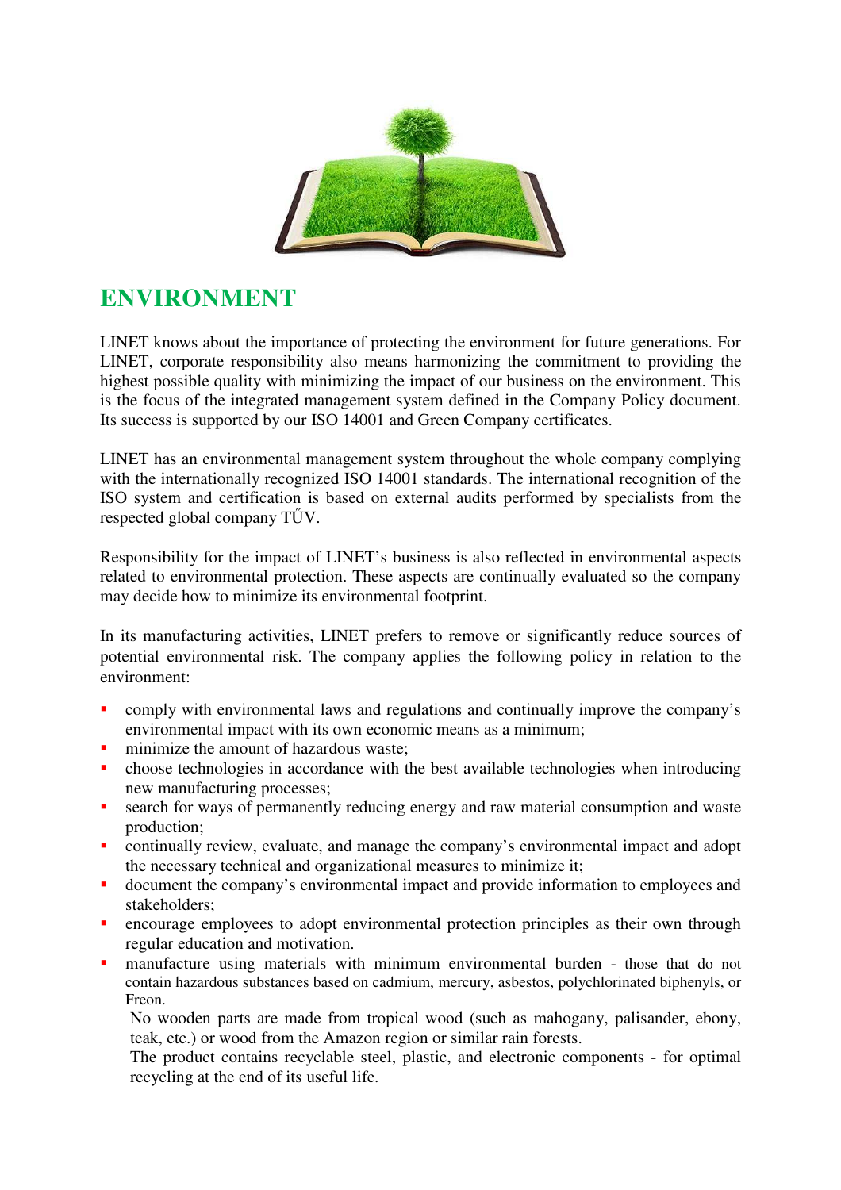# ENVIRONMENT

LINET knows about the importance of protecting the environment for future generations. For LINET, corporate responsibility also means harmonizing the commitment to providing the highest possible quality with minimizing the impact of our business on the environment. This is the focus of the integrated management system defined in the Company Policy document. Its success is supported by our ISO 14001 and Green Company certificates.

LINET has an environmental management system throughout the whole company complying with the internationally recognized ISO 14001 standards. The international recognition of the ISO system and certification is based on external audits performed by specialists from the respected global company TŰV.

Responsibility for the impact of LINET's business is also reflected in environmental aspects related to environmental protection. These aspects are continually evaluated so the company may decide how to minimize its environmental footprint.

In its manufacturing activities, LINET prefers to remove or significantly reduce sources of potential environmental risk. The company applies the following policy in relation to the environment:

- comply with environmental laws and regulations and continually improve the company's environmental impact with its own economic means as a minimum;
- minimize the amount of hazardous waste;
- choose technologies in accordance with the best available technologies when introducing new manufacturing processes;
- search for ways of permanently reducing energy and raw material consumption and waste production;
- continually review, evaluate, and manage the company's environmental impact and adopt the necessary technical and organizational measures to minimize it;
- document the company's environmental impact and provide information to employees and stakeholders;
- encourage employees to adopt environmental protection principles as their own through regular education and motivation.
- manufacture using materials with minimum environmental burden - those that do not contain hazardous substances based on cadmium, mercury, asbestos, polychlorinated biphenyls, or Freon.

  No wooden parts are made from tropical wood (such as mahogany, palisander, ebony, teak, etc.) or wood from the Amazon region or similar rain forests.

  The product contains recyclable steel, plastic, and electronic components - for optimal recycling at the end of its useful life.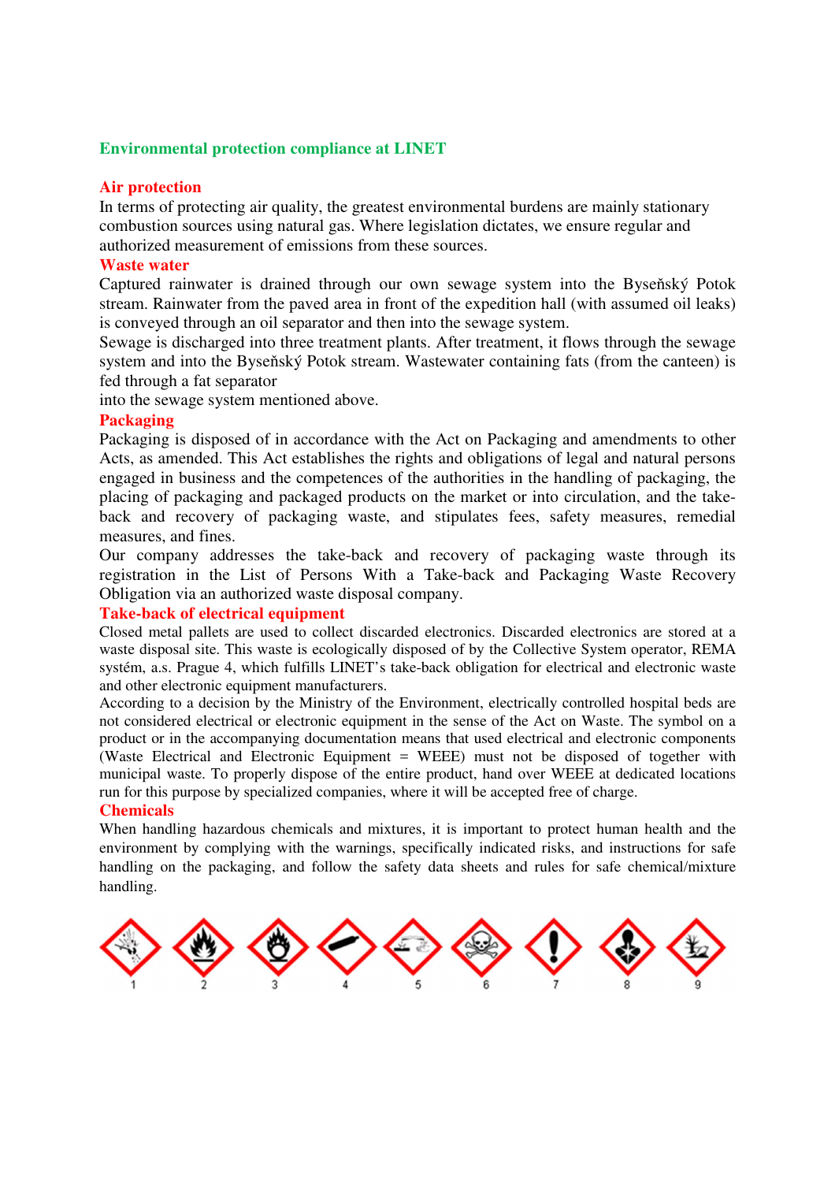## Environmental protection compliance at LINET

### Air protection

In terms of protecting air quality, the greatest environmental burdens are mainly stationary combustion sources using natural gas. Where legislation dictates, we ensure regular and authorized measurement of emissions from these sources.

### Waste water

Captured rainwater is drained through our own sewage system into the Byseňský Potok stream. Rainwater from the paved area in front of the expedition hall (with assumed oil leaks) is conveyed through an oil separator and then into the sewage system.

Sewage is discharged into three treatment plants. After treatment, it flows through the sewage system and into the Byseňský Potok stream. Wastewater containing fats (from the canteen) is fed through a fat separator
into the sewage system mentioned above.

### Packaging

Packaging is disposed of in accordance with the Act on Packaging and amendments to other Acts, as amended. This Act establishes the rights and obligations of legal and natural persons engaged in business and the competences of the authorities in the handling of packaging, the placing of packaging and packaged products on the market or into circulation, and the take-back and recovery of packaging waste, and stipulates fees, safety measures, remedial measures, and fines.

Our company addresses the take-back and recovery of packaging waste through its registration in the List of Persons With a Take-back and Packaging Waste Recovery Obligation via an authorized waste disposal company.

### Take-back of electrical equipment

Closed metal pallets are used to collect discarded electronics. Discarded electronics are stored at a waste disposal site. This waste is ecologically disposed of by the Collective System operator, REMA systém, a.s. Prague 4, which fulfills LINET's take-back obligation for electrical and electronic waste and other electronic equipment manufacturers.

According to a decision by the Ministry of the Environment, electrically controlled hospital beds are not considered electrical or electronic equipment in the sense of the Act on Waste. The symbol on a product or in the accompanying documentation means that used electrical and electronic components (Waste Electrical and Electronic Equipment = WEEE) must not be disposed of together with municipal waste. To properly dispose of the entire product, hand over WEEE at dedicated locations run for this purpose by specialized companies, where it will be accepted free of charge.

### Chemicals

When handling hazardous chemicals and mixtures, it is important to protect human health and the environment by complying with the warnings, specifically indicated risks, and instructions for safe handling on the packaging, and follow the safety data sheets and rules for safe chemical/mixture handling.

1 2 3 4 5 6 7 8 9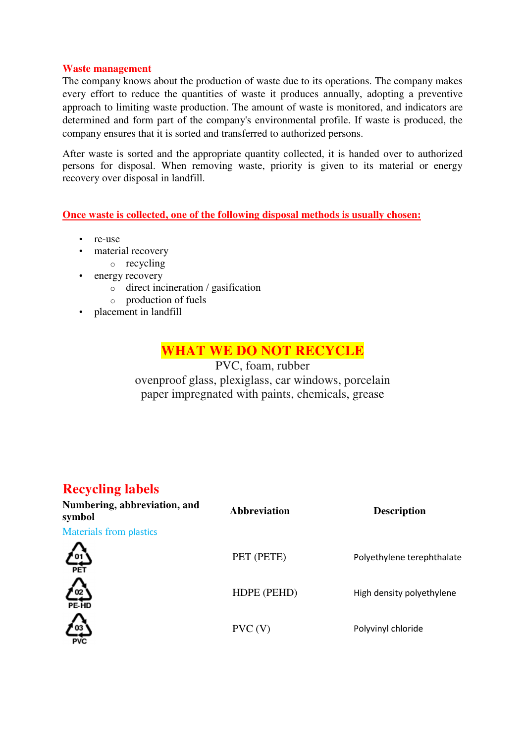## Waste management

The company knows about the production of waste due to its operations. The company makes every effort to reduce the quantities of waste it produces annually, adopting a preventive approach to limiting waste production. The amount of waste is monitored, and indicators are determined and form part of the company's environmental profile. If waste is produced, the company ensures that it is sorted and transferred to authorized persons.

After waste is sorted and the appropriate quantity collected, it is handed over to authorized persons for disposal. When removing waste, priority is given to its material or energy recovery over disposal in landfill.

**Once waste is collected, one of the following disposal methods is usually chosen:**

- re-use
- material recovery
  - recycling
- energy recovery
  - direct incineration / gasification
  - production of fuels
- placement in landfill

## WHAT WE DO NOT RECYCLE

PVC, foam, rubber
ovenproof glass, plexiglass, car windows, porcelain
paper impregnated with paints, chemicals, grease

## Recycling labels

| Numbering, abbreviation, and symbol | Abbreviation | Description |
|---|---|---|
| Materials from plastics | | |
| 01 PET | PET (PETE) | Polyethylene terephthalate |
| 02 PE-HD | HDPE (PEHD) | High density polyethylene |
| 03 PVC | PVC (V) | Polyvinyl chloride |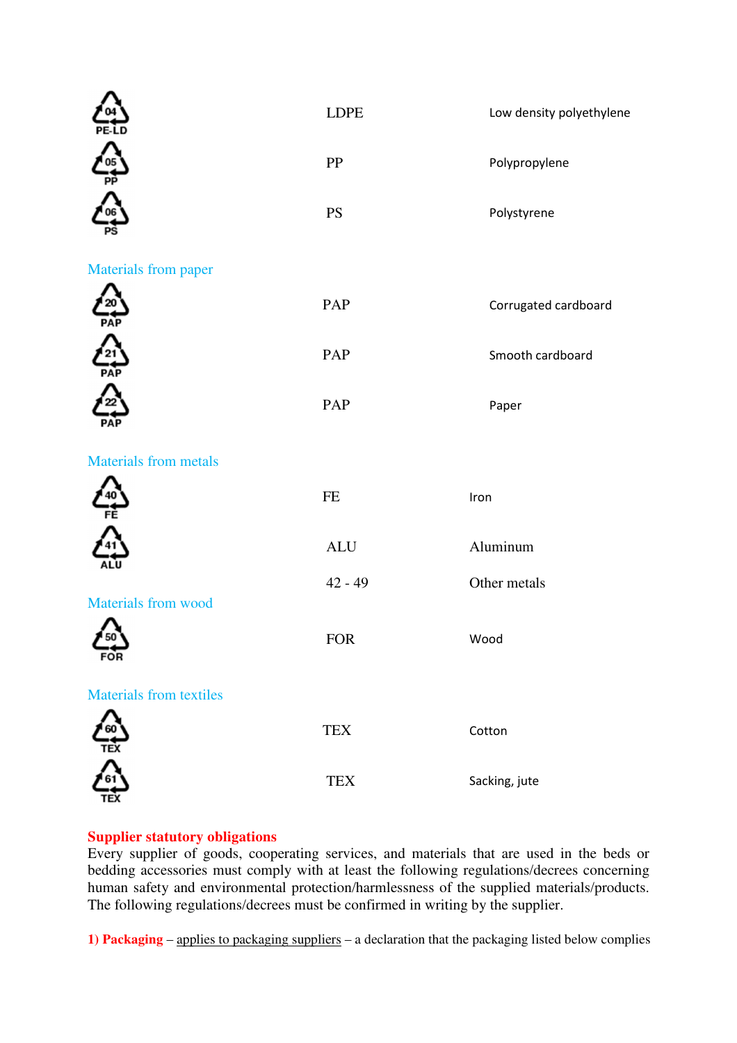| Symbol | Abbreviation | Material |
|---|---|---|
| 04 PE-LD | LDPE | Low density polyethylene |
| 05 PP | PP | Polypropylene |
| 06 PS | PS | Polystyrene |

Materials from paper

| Symbol | Abbreviation | Material |
|---|---|---|
| 20 PAP | PAP | Corrugated cardboard |
| 21 PAP | PAP | Smooth cardboard |
| 22 PAP | PAP | Paper |

Materials from metals

| Symbol | Abbreviation | Material |
|---|---|---|
| 40 FE | FE | Iron |
| 41 ALU | ALU | Aluminum |
| | 42 - 49 | Other metals |

Materials from wood

| Symbol | Abbreviation | Material |
|---|---|---|
| 50 FOR | FOR | Wood |

Materials from textiles

| Symbol | Abbreviation | Material |
|---|---|---|
| 60 TEX | TEX | Cotton |
| 61 TEX | TEX | Sacking, jute |

**Supplier statutory obligations**

Every supplier of goods, cooperating services, and materials that are used in the beds or bedding accessories must comply with at least the following regulations/decrees concerning human safety and environmental protection/harmlessness of the supplied materials/products. The following regulations/decrees must be confirmed in writing by the supplier.

**1) Packaging** – applies to packaging suppliers – a declaration that the packaging listed below complies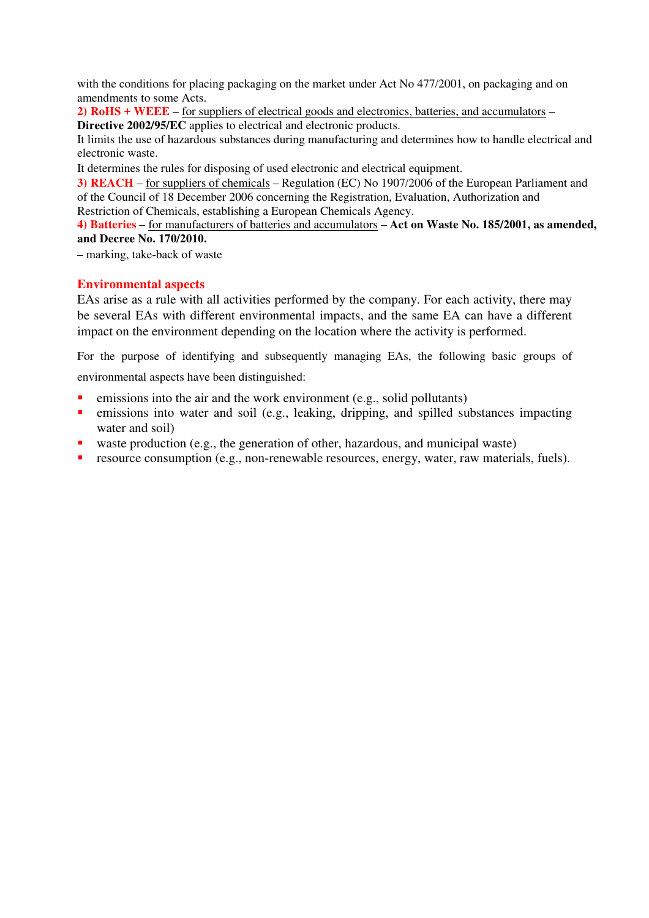with the conditions for placing packaging on the market under Act No 477/2001, on packaging and on amendments to some Acts.

**2) RoHS + WEEE** – for suppliers of electrical goods and electronics, batteries, and accumulators – **Directive 2002/95/EC** applies to electrical and electronic products.

It limits the use of hazardous substances during manufacturing and determines how to handle electrical and electronic waste.

It determines the rules for disposing of used electronic and electrical equipment.

**3) REACH** – for suppliers of chemicals – Regulation (EC) No 1907/2006 of the European Parliament and of the Council of 18 December 2006 concerning the Registration, Evaluation, Authorization and Restriction of Chemicals, establishing a European Chemicals Agency.

**4) Batteries** – for manufacturers of batteries and accumulators – **Act on Waste No. 185/2001, as amended, and Decree No. 170/2010.**

– marking, take-back of waste

## Environmental aspects

EAs arise as a rule with all activities performed by the company. For each activity, there may be several EAs with different environmental impacts, and the same EA can have a different impact on the environment depending on the location where the activity is performed.

For the purpose of identifying and subsequently managing EAs, the following basic groups of environmental aspects have been distinguished:

- emissions into the air and the work environment (e.g., solid pollutants)
- emissions into water and soil (e.g., leaking, dripping, and spilled substances impacting water and soil)
- waste production (e.g., the generation of other, hazardous, and municipal waste)
- resource consumption (e.g., non-renewable resources, energy, water, raw materials, fuels).